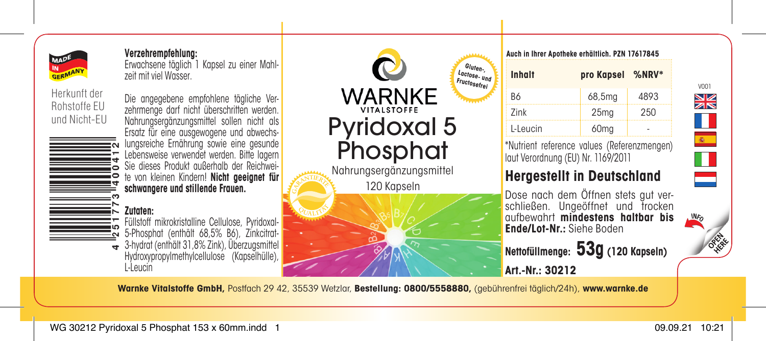MADE IN GERMANY

Herkunft der Rohstoffe EU und Nicht-EU

4 251773 400412

**Verzehrempfehlung:**
Erwachsene täglich 1 Kapsel zu einer Mahlzeit mit viel Wasser.

Die angegebene empfohlene tägliche Verzehrmenge darf nicht überschritten werden. Nahrungsergänzungsmittel sollen nicht als Ersatz für eine ausgewogene und abwechslungsreiche Ernährung sowie eine gesunde Lebensweise verwendet werden. Bitte lagern Sie dieses Produkt außerhalb der Reichweite von kleinen Kindern! **Nicht geeignet für schwangere und stillende Frauen.**

**Zutaten:**
Füllstoff mikrokristalline Cellulose, Pyridoxal-5-Phosphat (enthält 68,5% B6), Zinkcitrat-3-hydrat (enthält 31,8% Zink), Überzugsmittel Hydroxypropylmethylcellulose (Kapselhülle), L-Leucin

WARNKE VITALSTOFFE

# Pyridoxal 5 Phosphat

Nahrungsergänzungsmittel

120 Kapseln

Gluten-, Lactose- und Fructosefrei

GARANTIERTE QUALITÄT

**Auch in Ihrer Apotheke erhältlich. PZN 17617845**

| Inhalt | pro Kapsel | %NRV* |
|---|---|---|
| B6 | 68,5mg | 4893 |
| Zink | 25mg | 250 |
| L-Leucin | 60mg | - |

*Nutrient reference values (Referenzmengen) laut Verordnung (EU) Nr. 1169/2011

## Hergestellt in Deutschland

Dose nach dem Öffnen stets gut verschließen. Ungeöffnet und trocken aufbewahrt **mindestens haltbar bis Ende/Lot-Nr.:** Siehe Boden

**Nettofüllmenge: 53g (120 Kapseln)**

**Art.-Nr.: 30212**

V001

INFO OPEN HERE

**Warnke Vitalstoffe GmbH,** Postfach 29 42, 35539 Wetzlar, **Bestellung: 0800/5558880,** (gebührenfrei täglich/24h), **www.warnke.de**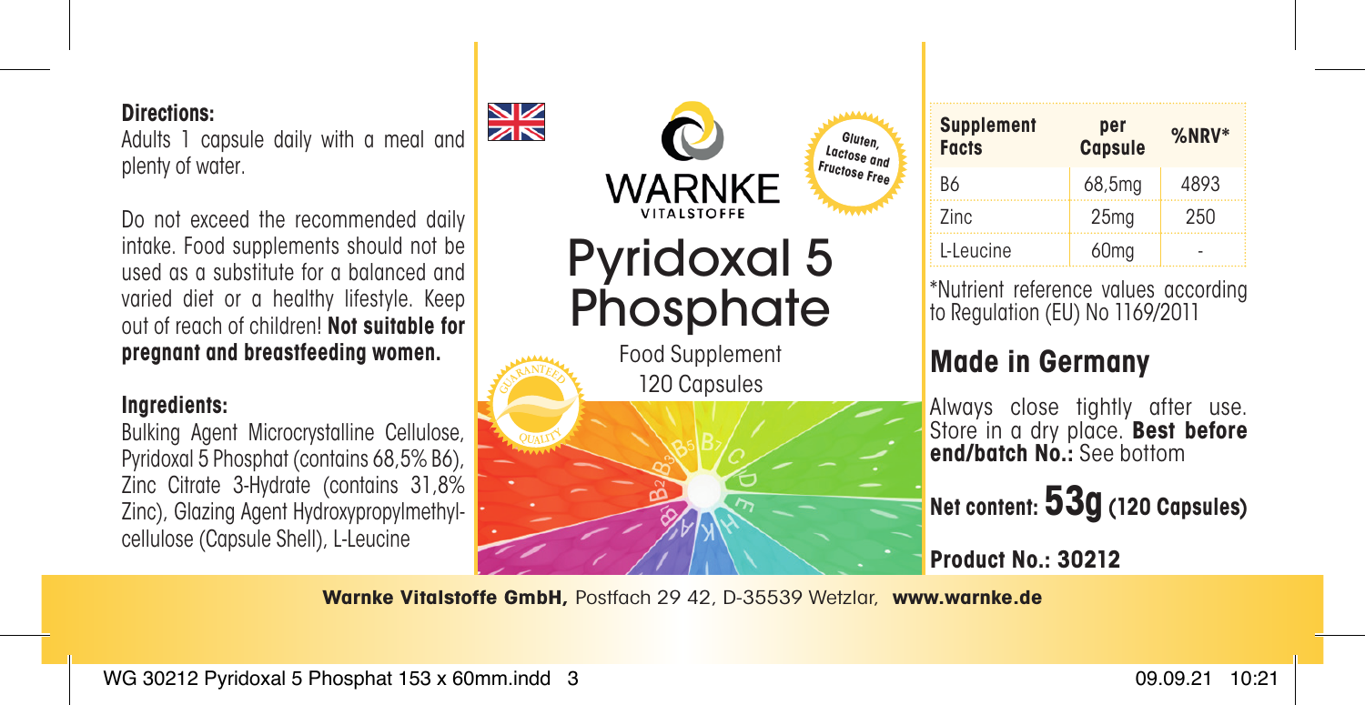**Directions:**
Adults 1 capsule daily with a meal and plenty of water.

Do not exceed the recommended daily intake. Food supplements should not be used as a substitute for a balanced and varied diet or a healthy lifestyle. Keep out of reach of children! **Not suitable for pregnant and breastfeeding women.**

**Ingredients:**
Bulking Agent Microcrystalline Cellulose, Pyridoxal 5 Phosphat (contains 68,5% B6), Zinc Citrate 3-Hydrate (contains 31,8% Zinc), Glazing Agent Hydroxypropylmethylcellulose (Capsule Shell), L-Leucine

WARNKE
VITALSTOFFE

Gluten, Lactose and Fructose Free

# Pyridoxal 5 Phosphate

Food Supplement
120 Capsules

GUARANTEED QUALITY

| Supplement Facts | per Capsule | %NRV* |
|---|---|---|
| B6 | 68,5mg | 4893 |
| Zinc | 25mg | 250 |
| L-Leucine | 60mg | - |

*Nutrient reference values according to Regulation (EU) No 1169/2011

## Made in Germany

Always close tightly after use. Store in a dry place. **Best before end/batch No.:** See bottom

**Net content: 53g (120 Capsules)**

**Product No.: 30212**

**Warnke Vitalstoffe GmbH,** Postfach 29 42, D-35539 Wetzlar, **www.warnke.de**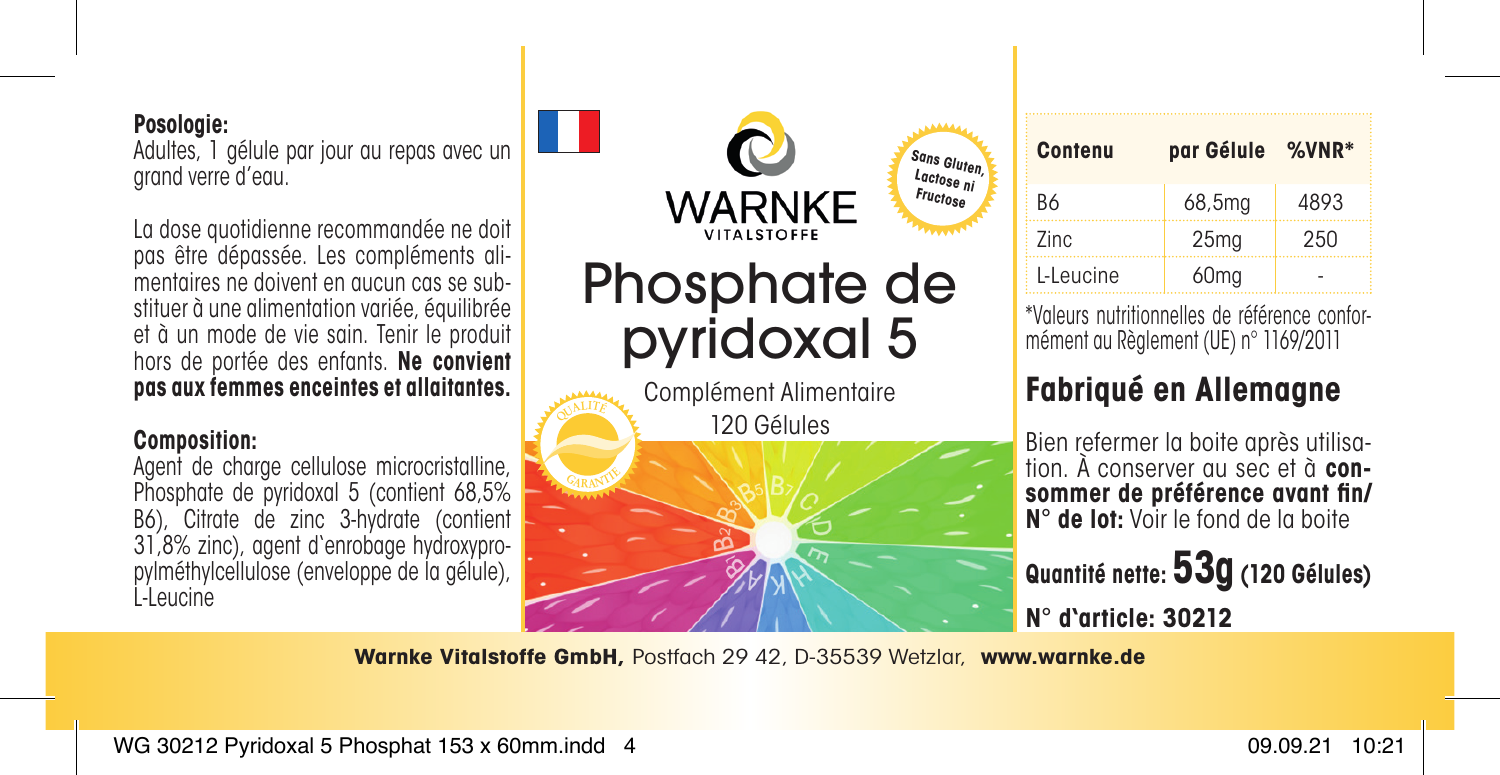**Posologie:**
Adultes, 1 gélule par jour au repas avec un grand verre d'eau.

La dose quotidienne recommandée ne doit pas être dépassée. Les compléments alimentaires ne doivent en aucun cas se substituer à une alimentation variée, équilibrée et à un mode de vie sain. Tenir le produit hors de portée des enfants. **Ne convient pas aux femmes enceintes et allaitantes.**

**Composition:**
Agent de charge cellulose microcristalline, Phosphate de pyridoxal 5 (contient 68,5% B6), Citrate de zinc 3-hydrate (contient 31,8% zinc), agent d'enrobage hydroxypropylméthylcellulose (enveloppe de la gélule), L-Leucine

WARNKE VITALSTOFFE

Sans Gluten, Lactose ni Fructose

# Phosphate de pyridoxal 5

Complément Alimentaire
120 Gélules

QUALITÉ GARANTIE

| Contenu | par Gélule | %VNR* |
| --- | --- | --- |
| B6 | 68,5mg | 4893 |
| Zinc | 25mg | 250 |
| L-Leucine | 60mg | - |

*Valeurs nutritionnelles de référence conformément au Règlement (UE) n° 1169/2011

## Fabriqué en Allemagne

Bien refermer la boite après utilisation. À conserver au sec et à **consommer de préférence avant fin/ N° de lot:** Voir le fond de la boite

**Quantité nette: 53g (120 Gélules)**

**N° d'article: 30212**

**Warnke Vitalstoffe GmbH,** Postfach 29 42, D-35539 Wetzlar, **www.warnke.de**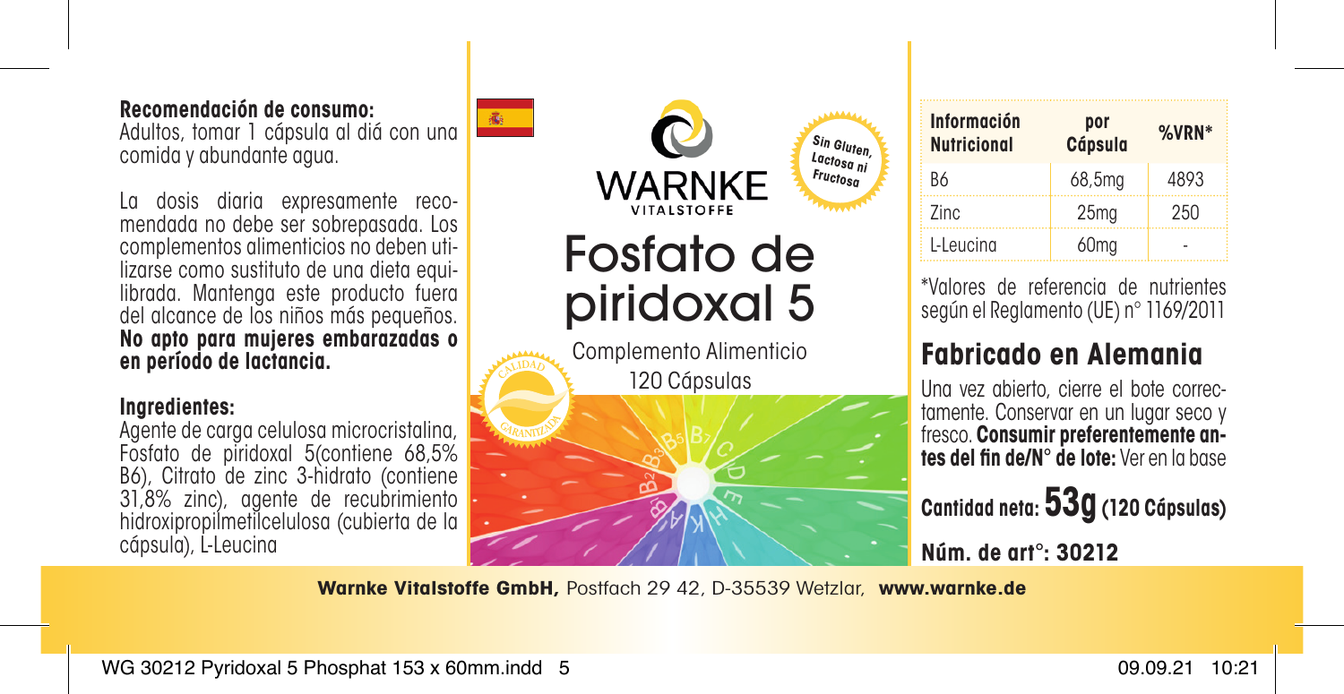**Recomendación de consumo:**
Adultos, tomar 1 cápsula al diá con una comida y abundante agua.

La dosis diaria expresamente recomendada no debe ser sobrepasada. Los complementos alimenticios no deben utilizarse como sustituto de una dieta equilibrada. Mantenga este producto fuera del alcance de los niños más pequeños. **No apto para mujeres embarazadas o en período de lactancia.**

**Ingredientes:**
Agente de carga celulosa microcristalina, Fosfato de piridoxal 5(contiene 68,5% B6), Citrato de zinc 3-hidrato (contiene 31,8% zinc), agente de recubrimiento hidroxipropilmetilcelulosa (cubierta de la cápsula), L-Leucina

WARNKE
VITALSTOFFE

Sin Gluten, Lactosa ni Fructosa

# Fosfato de piridoxal 5

Complemento Alimenticio
120 Cápsulas

CALIDAD GARANTIZADA

| Información Nutricional | por Cápsula | %VRN* |
|---|---|---|
| B6 | 68,5mg | 4893 |
| Zinc | 25mg | 250 |
| L-Leucina | 60mg | - |

*Valores de referencia de nutrientes según el Reglamento (UE) n° 1169/2011

## Fabricado en Alemania

Una vez abierto, cierre el bote correctamente. Conservar en un lugar seco y fresco. **Consumir preferentemente antes del fin de/N° de lote:** Ver en la base

**Cantidad neta: 53g (120 Cápsulas)**

**Núm. de art°: 30212**

**Warnke Vitalstoffe GmbH,** Postfach 29 42, D-35539 Wetzlar, **www.warnke.de**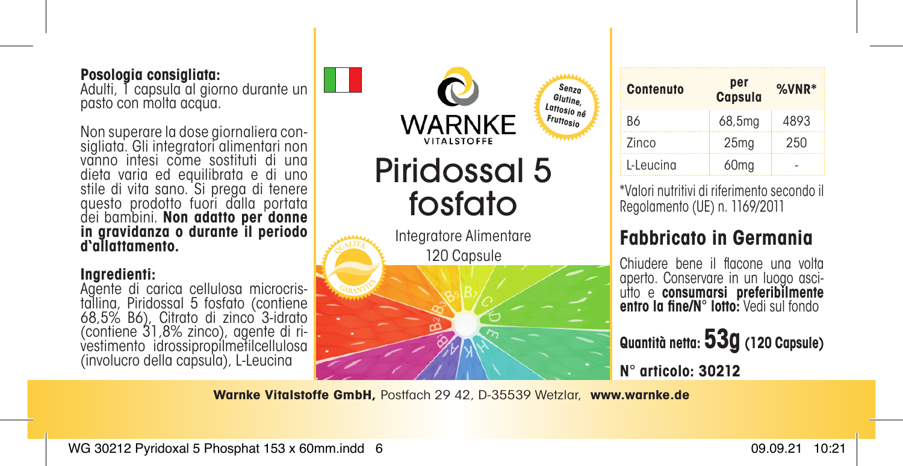**Posologia consigliata:**
Adulti, 1 capsula al giorno durante un pasto con molta acqua.

Non superare la dose giornaliera consigliata. Gli integratori alimentari non vanno intesi come sostituti di una dieta varia ed equilibrata e di uno stile di vita sano. Si prega di tenere questo prodotto fuori dalla portata dei bambini. **Non adatto per donne in gravidanza o durante il periodo d'allattamento.**

**Ingredienti:**
Agente di carica cellulosa microcristallina, Piridossal 5 fosfato (contiene 68,5% B6), Citrato di zinco 3-idrato (contiene 31,8% zinco), agente di rivestimento idrossipropilmetilcellulosa (involucro della capsula), L-Leucina

WARNKE
VITALSTOFFE

Senza Glutine, Lattosio né Fruttosio

# Piridossal 5 fosfato

Integratore Alimentare
120 Capsule

QUALITÀ GARANTITA

| **Contenuto** | **per Capsula** | **%VNR*** |
|---|---|---|
| B6 | 68,5mg | 4893 |
| Zinco | 25mg | 250 |
| L-Leucina | 60mg | - |

*Valori nutritivi di riferimento secondo il Regolamento (UE) n. 1169/2011

## Fabbricato in Germania

Chiudere bene il flacone una volta aperto. Conservare in un luogo asciutto e **consumarsi preferibilmente entro la fine/N° lotto:** Vedi sul fondo

**Quantità netta: 53g (120 Capsule)**

**N° articolo: 30212**

**Warnke Vitalstoffe GmbH,** Postfach 29 42, D-35539 Wetzlar, **www.warnke.de**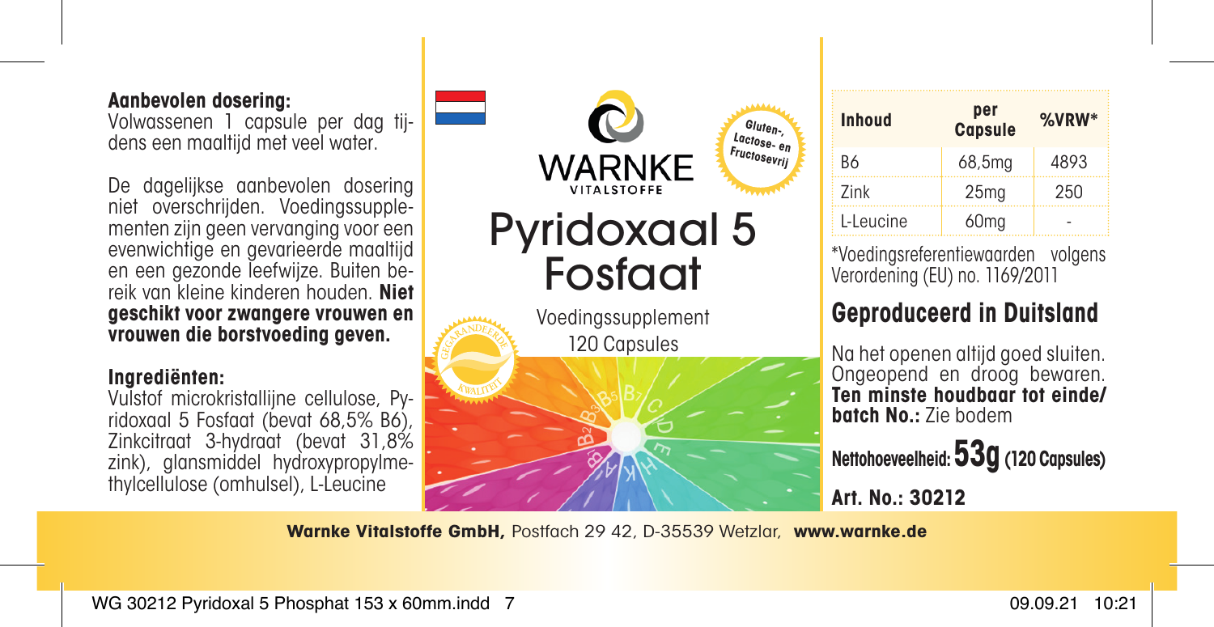**Aanbevolen dosering:**
Volwassenen 1 capsule per dag tijdens een maaltijd met veel water.

De dagelijkse aanbevolen dosering niet overschrijden. Voedingssupplementen zijn geen vervanging voor een evenwichtige en gevarieerde maaltijd en een gezonde leefwijze. Buiten bereik van kleine kinderen houden. **Niet geschikt voor zwangere vrouwen en vrouwen die borstvoeding geven.**

**Ingrediënten:**
Vulstof microkristallijne cellulose, Pyridoxaal 5 Fosfaat (bevat 68,5% B6), Zinkcitraat 3-hydraat (bevat 31,8% zink), glansmiddel hydroxypropylmethylcellulose (omhulsel), L-Leucine

WARNKE
VITALSTOFFE

Gluten-, Lactose- en Fructosevrij

# Pyridoxaal 5 Fosfaat

Voedingssupplement
120 Capsules

GEGARANDEERDE KWALITEIT

| Inhoud | per Capsule | %VRW* |
|---|---|---|
| B6 | 68,5mg | 4893 |
| Zink | 25mg | 250 |
| L-Leucine | 60mg | - |

*Voedingsreferentiewaarden volgens Verordening (EU) no. 1169/2011

## Geproduceerd in Duitsland

Na het openen altijd goed sluiten. Ongeopend en droog bewaren. **Ten minste houdbaar tot einde/ batch No.:** Zie bodem

**Nettohoeveelheid: 53g (120 Capsules)**

**Art. No.: 30212**

**Warnke Vitalstoffe GmbH,** Postfach 29 42, D-35539 Wetzlar, **www.warnke.de**